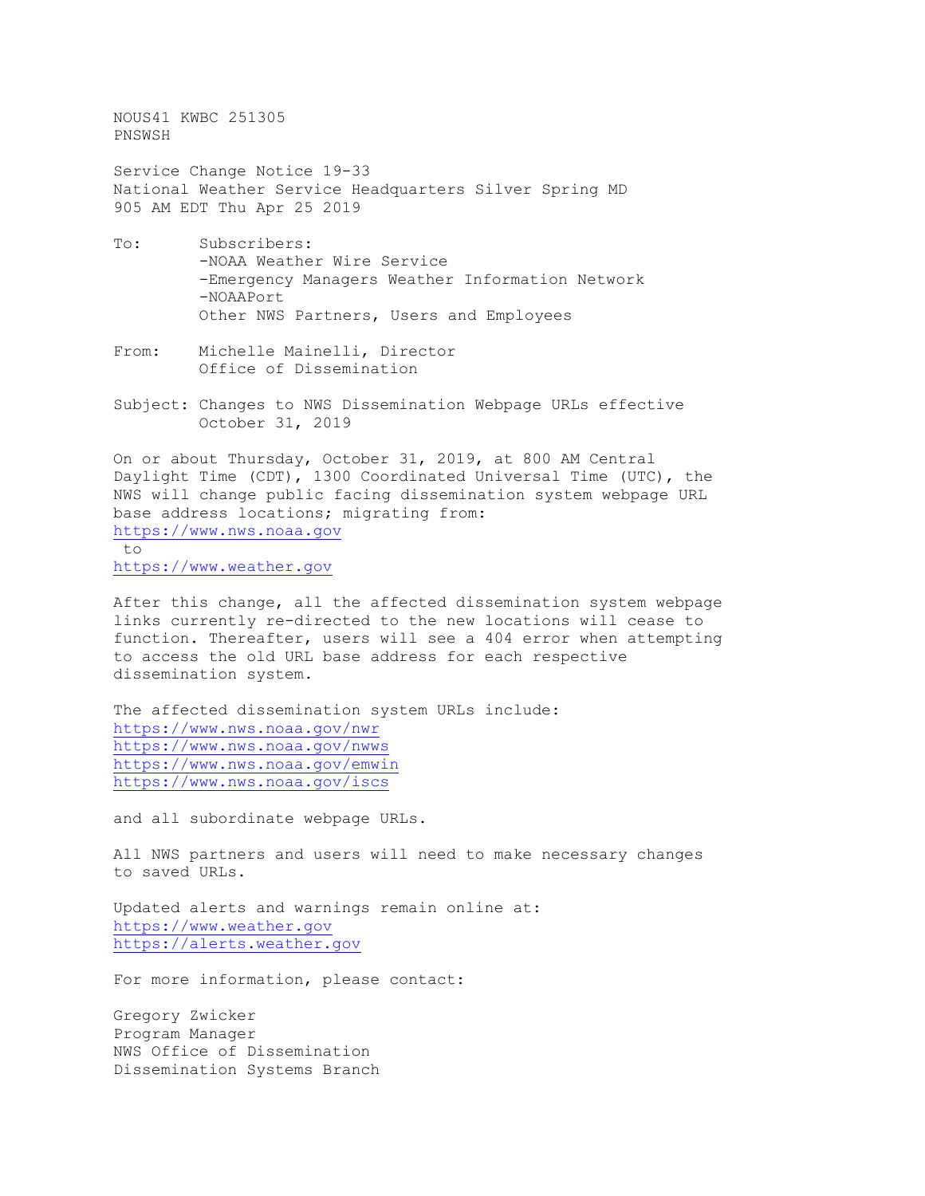NOUS41 KWBC 251305
PNSWSH

Service Change Notice 19-33
National Weather Service Headquarters Silver Spring MD
905 AM EDT Thu Apr 25 2019

To: Subscribers:
-NOAA Weather Wire Service
-Emergency Managers Weather Information Network
-NOAAPort
Other NWS Partners, Users and Employees

From: Michelle Mainelli, Director
Office of Dissemination

Subject: Changes to NWS Dissemination Webpage URLs effective October 31, 2019

On or about Thursday, October 31, 2019, at 800 AM Central Daylight Time (CDT), 1300 Coordinated Universal Time (UTC), the NWS will change public facing dissemination system webpage URL base address locations; migrating from:
https://www.nws.noaa.gov
to
https://www.weather.gov

After this change, all the affected dissemination system webpage links currently re-directed to the new locations will cease to function. Thereafter, users will see a 404 error when attempting to access the old URL base address for each respective dissemination system.

The affected dissemination system URLs include:
https://www.nws.noaa.gov/nwr
https://www.nws.noaa.gov/nwws
https://www.nws.noaa.gov/emwin
https://www.nws.noaa.gov/iscs

and all subordinate webpage URLs.

All NWS partners and users will need to make necessary changes to saved URLs.

Updated alerts and warnings remain online at:
https://www.weather.gov
https://alerts.weather.gov

For more information, please contact:

Gregory Zwicker
Program Manager
NWS Office of Dissemination
Dissemination Systems Branch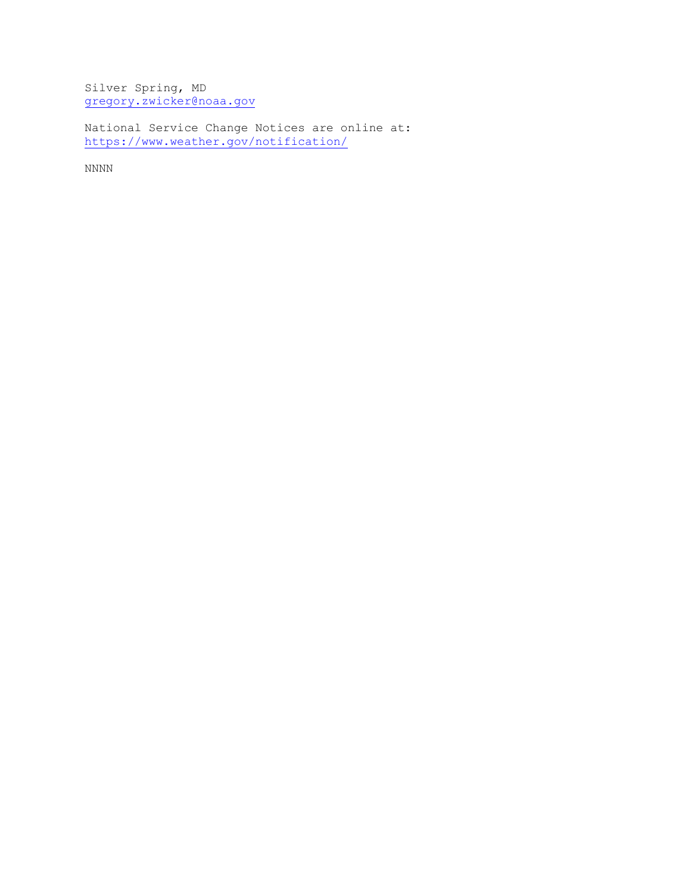Silver Spring, MD
gregory.zwicker@noaa.gov

National Service Change Notices are online at:
https://www.weather.gov/notification/

NNNN